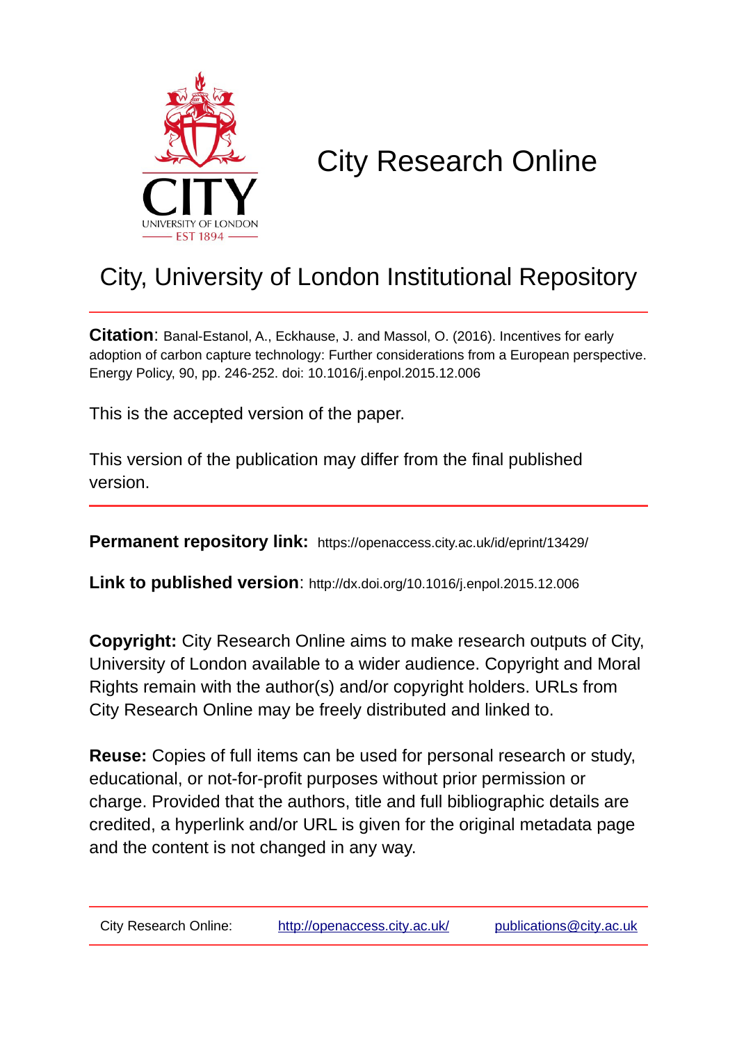# City Research Online

## City, University of London Institutional Repository

**Citation**: Banal-Estanol, A., Eckhause, J. and Massol, O. (2016). Incentives for early adoption of carbon capture technology: Further considerations from a European perspective. Energy Policy, 90, pp. 246-252. doi: 10.1016/j.enpol.2015.12.006

This is the accepted version of the paper.

This version of the publication may differ from the final published version.

**Permanent repository link:** https://openaccess.city.ac.uk/id/eprint/13429/

**Link to published version**: http://dx.doi.org/10.1016/j.enpol.2015.12.006

**Copyright:** City Research Online aims to make research outputs of City, University of London available to a wider audience. Copyright and Moral Rights remain with the author(s) and/or copyright holders. URLs from City Research Online may be freely distributed and linked to.

**Reuse:** Copies of full items can be used for personal research or study, educational, or not-for-profit purposes without prior permission or charge. Provided that the authors, title and full bibliographic details are credited, a hyperlink and/or URL is given for the original metadata page and the content is not changed in any way.

City Research Online: http://openaccess.city.ac.uk/ publications@city.ac.uk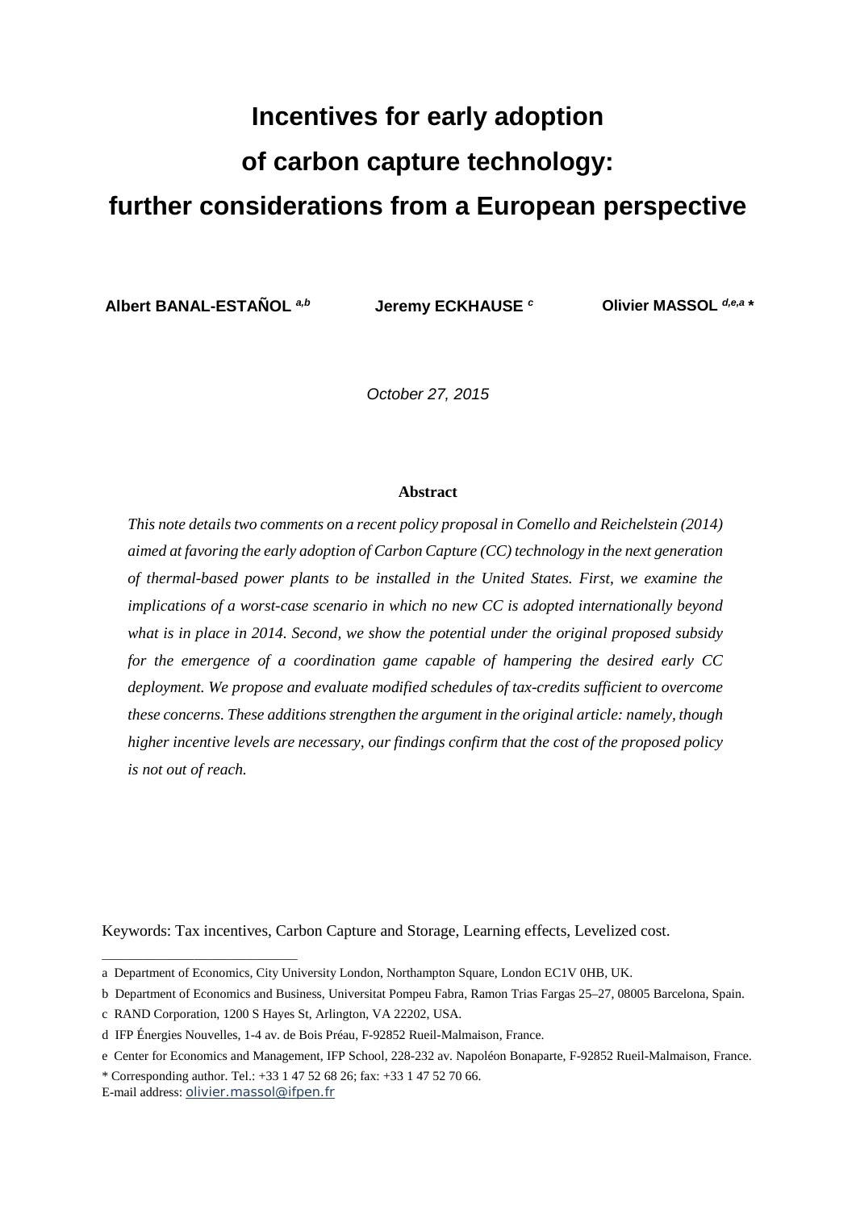# Incentives for early adoption of carbon capture technology: further considerations from a European perspective

**Albert BANAL-ESTAÑOL** [a,b] **Jeremy ECKHAUSE** [c] **Olivier MASSOL** [d,e,a] *

*October 27, 2015*

**Abstract**

*This note details two comments on a recent policy proposal in Comello and Reichelstein (2014) aimed at favoring the early adoption of Carbon Capture (CC) technology in the next generation of thermal-based power plants to be installed in the United States. First, we examine the implications of a worst-case scenario in which no new CC is adopted internationally beyond what is in place in 2014. Second, we show the potential under the original proposed subsidy for the emergence of a coordination game capable of hampering the desired early CC deployment. We propose and evaluate modified schedules of tax-credits sufficient to overcome these concerns. These additions strengthen the argument in the original article: namely, though higher incentive levels are necessary, our findings confirm that the cost of the proposed policy is not out of reach.*

Keywords: Tax incentives, Carbon Capture and Storage, Learning effects, Levelized cost.

---

a Department of Economics, City University London, Northampton Square, London EC1V 0HB, UK.

b Department of Economics and Business, Universitat Pompeu Fabra, Ramon Trias Fargas 25–27, 08005 Barcelona, Spain.

c RAND Corporation, 1200 S Hayes St, Arlington, VA 22202, USA.

d IFP Énergies Nouvelles, 1-4 av. de Bois Préau, F-92852 Rueil-Malmaison, France.

e Center for Economics and Management, IFP School, 228-232 av. Napoléon Bonaparte, F-92852 Rueil-Malmaison, France.

* Corresponding author. Tel.: +33 1 47 52 68 26; fax: +33 1 47 52 70 66.
E-mail address: olivier.massol@ifpen.fr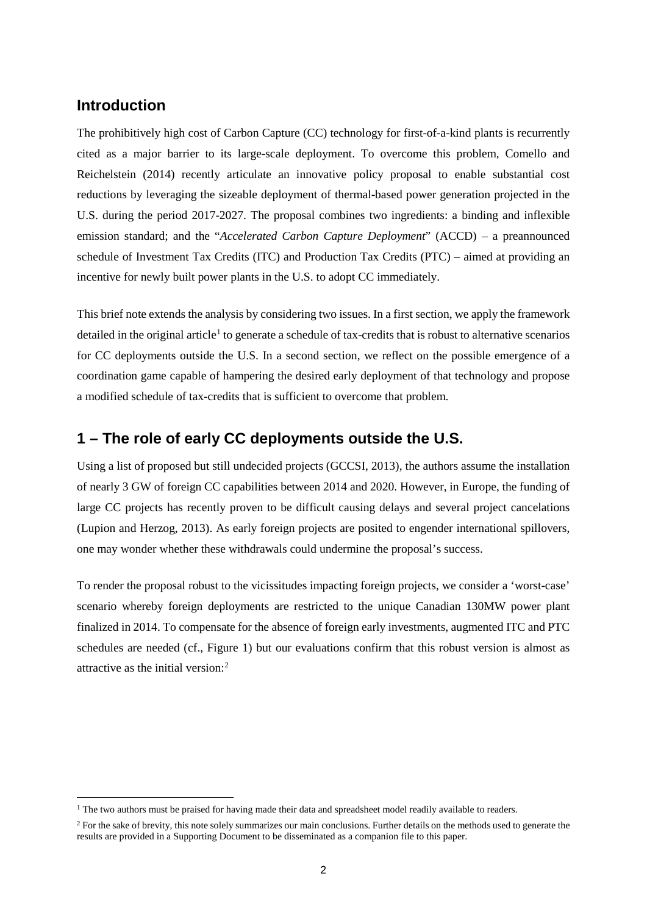## Introduction

The prohibitively high cost of Carbon Capture (CC) technology for first-of-a-kind plants is recurrently cited as a major barrier to its large-scale deployment. To overcome this problem, Comello and Reichelstein (2014) recently articulate an innovative policy proposal to enable substantial cost reductions by leveraging the sizeable deployment of thermal-based power generation projected in the U.S. during the period 2017-2027. The proposal combines two ingredients: a binding and inflexible emission standard; and the "*Accelerated Carbon Capture Deployment*" (ACCD) – a preannounced schedule of Investment Tax Credits (ITC) and Production Tax Credits (PTC) – aimed at providing an incentive for newly built power plants in the U.S. to adopt CC immediately.

This brief note extends the analysis by considering two issues. In a first section, we apply the framework detailed in the original article[1] to generate a schedule of tax-credits that is robust to alternative scenarios for CC deployments outside the U.S. In a second section, we reflect on the possible emergence of a coordination game capable of hampering the desired early deployment of that technology and propose a modified schedule of tax-credits that is sufficient to overcome that problem.

## 1 – The role of early CC deployments outside the U.S.

Using a list of proposed but still undecided projects (GCCSI, 2013), the authors assume the installation of nearly 3 GW of foreign CC capabilities between 2014 and 2020. However, in Europe, the funding of large CC projects has recently proven to be difficult causing delays and several project cancelations (Lupion and Herzog, 2013). As early foreign projects are posited to engender international spillovers, one may wonder whether these withdrawals could undermine the proposal's success.

To render the proposal robust to the vicissitudes impacting foreign projects, we consider a 'worst-case' scenario whereby foreign deployments are restricted to the unique Canadian 130MW power plant finalized in 2014. To compensate for the absence of foreign early investments, augmented ITC and PTC schedules are needed (cf., Figure 1) but our evaluations confirm that this robust version is almost as attractive as the initial version:[2]

[1] The two authors must be praised for having made their data and spreadsheet model readily available to readers.

[2] For the sake of brevity, this note solely summarizes our main conclusions. Further details on the methods used to generate the results are provided in a Supporting Document to be disseminated as a companion file to this paper.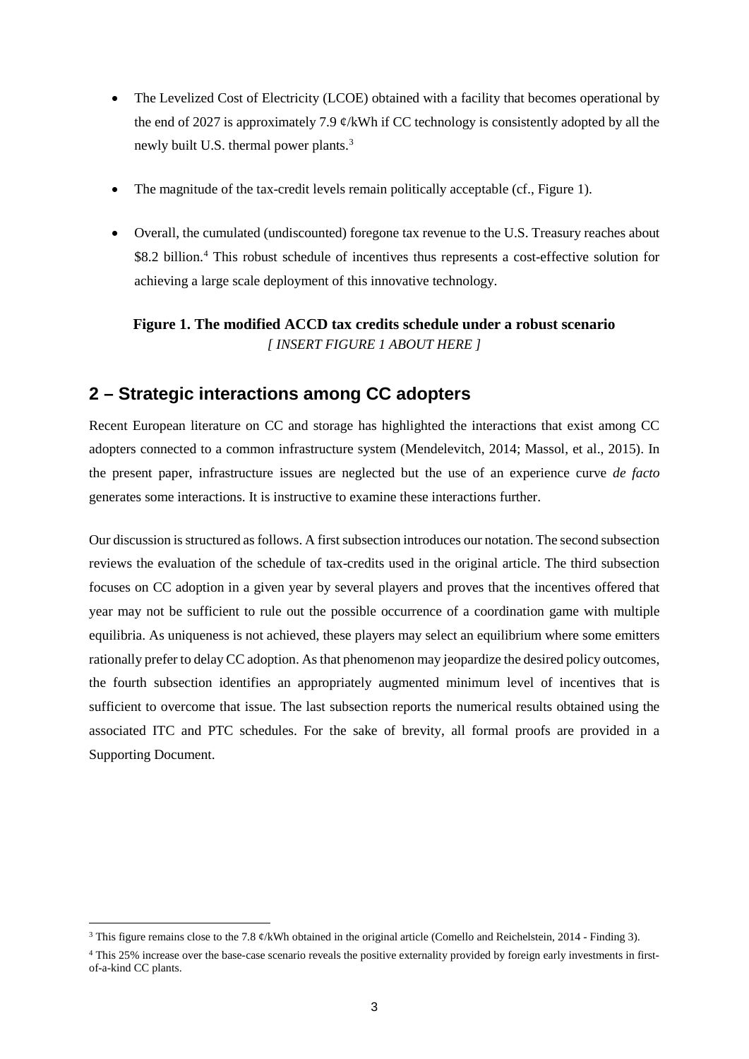- The Levelized Cost of Electricity (LCOE) obtained with a facility that becomes operational by the end of 2027 is approximately 7.9 ¢/kWh if CC technology is consistently adopted by all the newly built U.S. thermal power plants.[3]
- The magnitude of the tax-credit levels remain politically acceptable (cf., Figure 1).
- Overall, the cumulated (undiscounted) foregone tax revenue to the U.S. Treasury reaches about \$8.2 billion.[4] This robust schedule of incentives thus represents a cost-effective solution for achieving a large scale deployment of this innovative technology.

**Figure 1. The modified ACCD tax credits schedule under a robust scenario**
*[ INSERT FIGURE 1 ABOUT HERE ]*

## 2 – Strategic interactions among CC adopters

Recent European literature on CC and storage has highlighted the interactions that exist among CC adopters connected to a common infrastructure system (Mendelevitch, 2014; Massol, et al., 2015). In the present paper, infrastructure issues are neglected but the use of an experience curve *de facto* generates some interactions. It is instructive to examine these interactions further.

Our discussion is structured as follows. A first subsection introduces our notation. The second subsection reviews the evaluation of the schedule of tax-credits used in the original article. The third subsection focuses on CC adoption in a given year by several players and proves that the incentives offered that year may not be sufficient to rule out the possible occurrence of a coordination game with multiple equilibria. As uniqueness is not achieved, these players may select an equilibrium where some emitters rationally prefer to delay CC adoption. As that phenomenon may jeopardize the desired policy outcomes, the fourth subsection identifies an appropriately augmented minimum level of incentives that is sufficient to overcome that issue. The last subsection reports the numerical results obtained using the associated ITC and PTC schedules. For the sake of brevity, all formal proofs are provided in a Supporting Document.

[3] This figure remains close to the 7.8 ¢/kWh obtained in the original article (Comello and Reichelstein, 2014 - Finding 3).

[4] This 25% increase over the base-case scenario reveals the positive externality provided by foreign early investments in first-of-a-kind CC plants.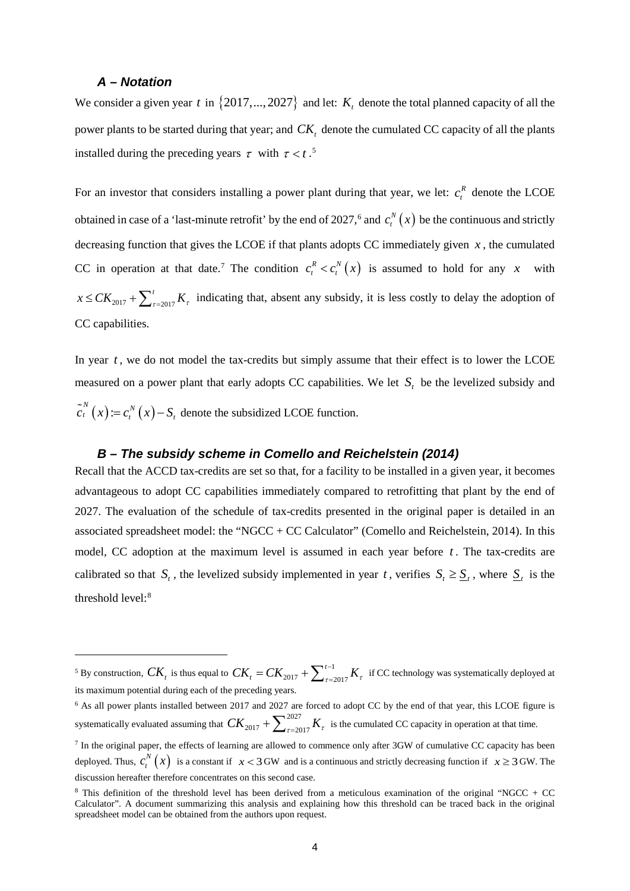### A – Notation

We consider a given year $t$ in $\{2017,...,2027\}$ and let: $K_t$ denote the total planned capacity of all the power plants to be started during that year; and $CK_t$ denote the cumulated CC capacity of all the plants installed during the preceding years $\tau$ with $\tau < t$.[5]

For an investor that considers installing a power plant during that year, we let: $c_t^R$ denote the LCOE obtained in case of a 'last-minute retrofit' by the end of 2027,[6] and $c_t^N(x)$ be the continuous and strictly decreasing function that gives the LCOE if that plants adopts CC immediately given $x$, the cumulated CC in operation at that date.[7] The condition $c_t^R < c_t^N(x)$ is assumed to hold for any $x$ with $x \le CK_{2017} + \sum_{\tau=2017}^{t} K_\tau$ indicating that, absent any subsidy, it is less costly to delay the adoption of CC capabilities.

In year $t$, we do not model the tax-credits but simply assume that their effect is to lower the LCOE measured on a power plant that early adopts CC capabilities. We let $S_t$ be the levelized subsidy and $\tilde{c}_t^N(x) := c_t^N(x) - S_t$ denote the subsidized LCOE function.

### B – The subsidy scheme in Comello and Reichelstein (2014)

Recall that the ACCD tax-credits are set so that, for a facility to be installed in a given year, it becomes advantageous to adopt CC capabilities immediately compared to retrofitting that plant by the end of 2027. The evaluation of the schedule of tax-credits presented in the original paper is detailed in an associated spreadsheet model: the "NGCC + CC Calculator" (Comello and Reichelstein, 2014). In this model, CC adoption at the maximum level is assumed in each year before $t$. The tax-credits are calibrated so that $S_t$, the levelized subsidy implemented in year $t$, verifies $S_t \ge \underline{S}_t$, where $\underline{S}_t$ is the threshold level:[8]

---

[5] By construction, $CK_t$ is thus equal to $CK_t = CK_{2017} + \sum_{\tau=2017}^{t-1} K_\tau$ if CC technology was systematically deployed at its maximum potential during each of the preceding years.

[6] As all power plants installed between 2017 and 2027 are forced to adopt CC by the end of that year, this LCOE figure is systematically evaluated assuming that $CK_{2017} + \sum_{\tau=2017}^{2027} K_\tau$ is the cumulated CC capacity in operation at that time.

[7] In the original paper, the effects of learning are allowed to commence only after 3GW of cumulative CC capacity has been deployed. Thus, $c_t^N(x)$ is a constant if $x < 3$ GW and is a continuous and strictly decreasing function if $x \ge 3$ GW. The discussion hereafter therefore concentrates on this second case.

[8] This definition of the threshold level has been derived from a meticulous examination of the original "NGCC + CC Calculator". A document summarizing this analysis and explaining how this threshold can be traced back in the original spreadsheet model can be obtained from the authors upon request.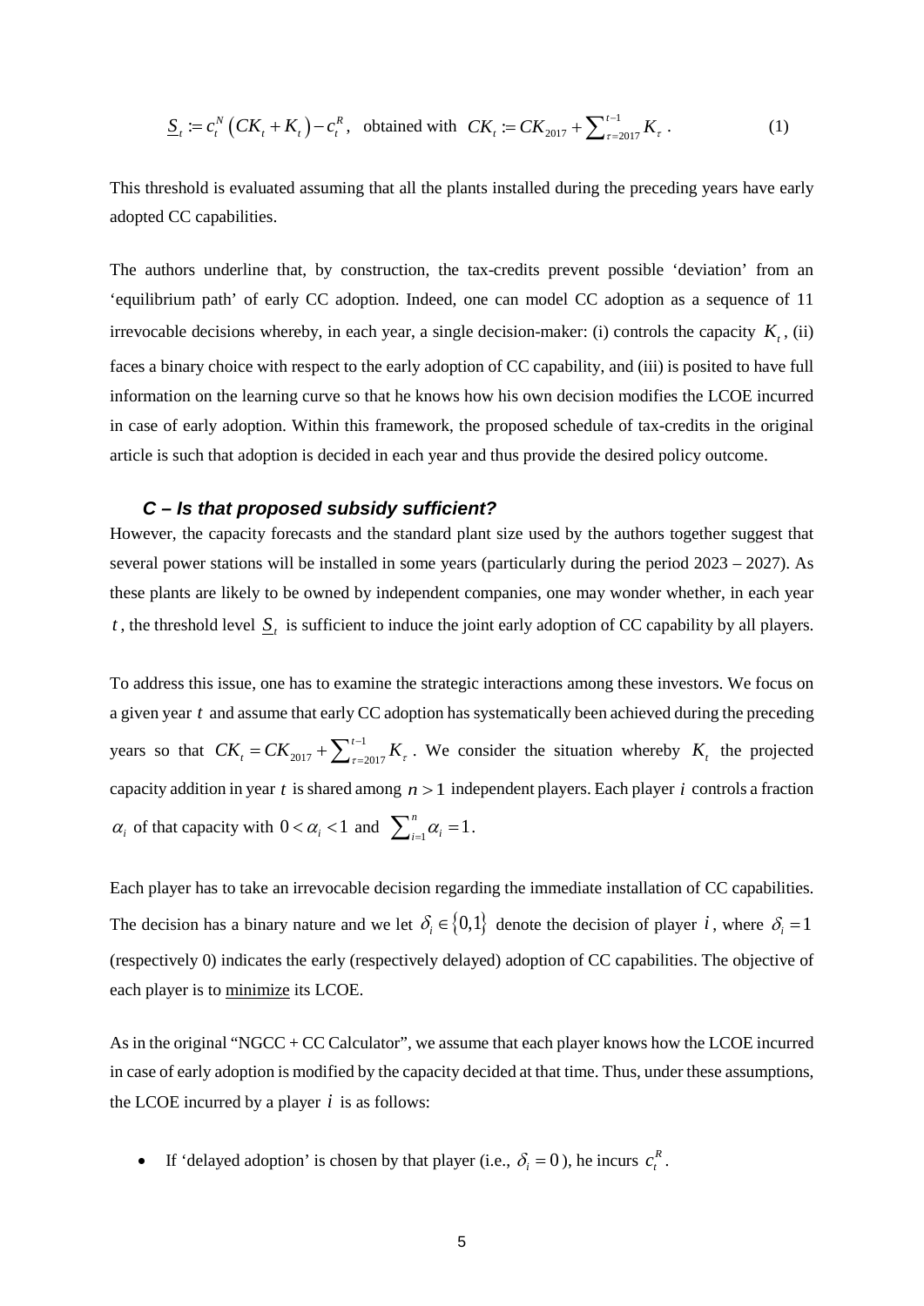$$\underline{S}_t := c_t^N\left(CK_t + K_t\right) - c_t^R, \quad \text{obtained with} \quad CK_t := CK_{2017} + \sum\nolimits_{\tau=2017}^{t-1} K_\tau . \tag{1}$$

This threshold is evaluated assuming that all the plants installed during the preceding years have early adopted CC capabilities.

The authors underline that, by construction, the tax-credits prevent possible 'deviation' from an 'equilibrium path' of early CC adoption. Indeed, one can model CC adoption as a sequence of 11 irrevocable decisions whereby, in each year, a single decision-maker: (i) controls the capacity $K_t$, (ii) faces a binary choice with respect to the early adoption of CC capability, and (iii) is posited to have full information on the learning curve so that he knows how his own decision modifies the LCOE incurred in case of early adoption. Within this framework, the proposed schedule of tax-credits in the original article is such that adoption is decided in each year and thus provide the desired policy outcome.

### *C – Is that proposed subsidy sufficient?*

However, the capacity forecasts and the standard plant size used by the authors together suggest that several power stations will be installed in some years (particularly during the period 2023 – 2027). As these plants are likely to be owned by independent companies, one may wonder whether, in each year $t$, the threshold level $\underline{S}_t$ is sufficient to induce the joint early adoption of CC capability by all players.

To address this issue, one has to examine the strategic interactions among these investors. We focus on a given year $t$ and assume that early CC adoption has systematically been achieved during the preceding years so that $CK_t = CK_{2017} + \sum\nolimits_{\tau=2017}^{t-1} K_\tau$. We consider the situation whereby $K_t$ the projected capacity addition in year $t$ is shared among $n > 1$ independent players. Each player $i$ controls a fraction $\alpha_i$ of that capacity with $0 < \alpha_i < 1$ and $\sum\nolimits_{i=1}^{n} \alpha_i = 1$.

Each player has to take an irrevocable decision regarding the immediate installation of CC capabilities. The decision has a binary nature and we let $\delta_i \in \{0,1\}$ denote the decision of player $i$, where $\delta_i = 1$ (respectively 0) indicates the early (respectively delayed) adoption of CC capabilities. The objective of each player is to minimize its LCOE.

As in the original "NGCC + CC Calculator", we assume that each player knows how the LCOE incurred in case of early adoption is modified by the capacity decided at that time. Thus, under these assumptions, the LCOE incurred by a player $i$ is as follows:

- If 'delayed adoption' is chosen by that player (i.e., $\delta_i = 0$), he incurs $c_t^R$.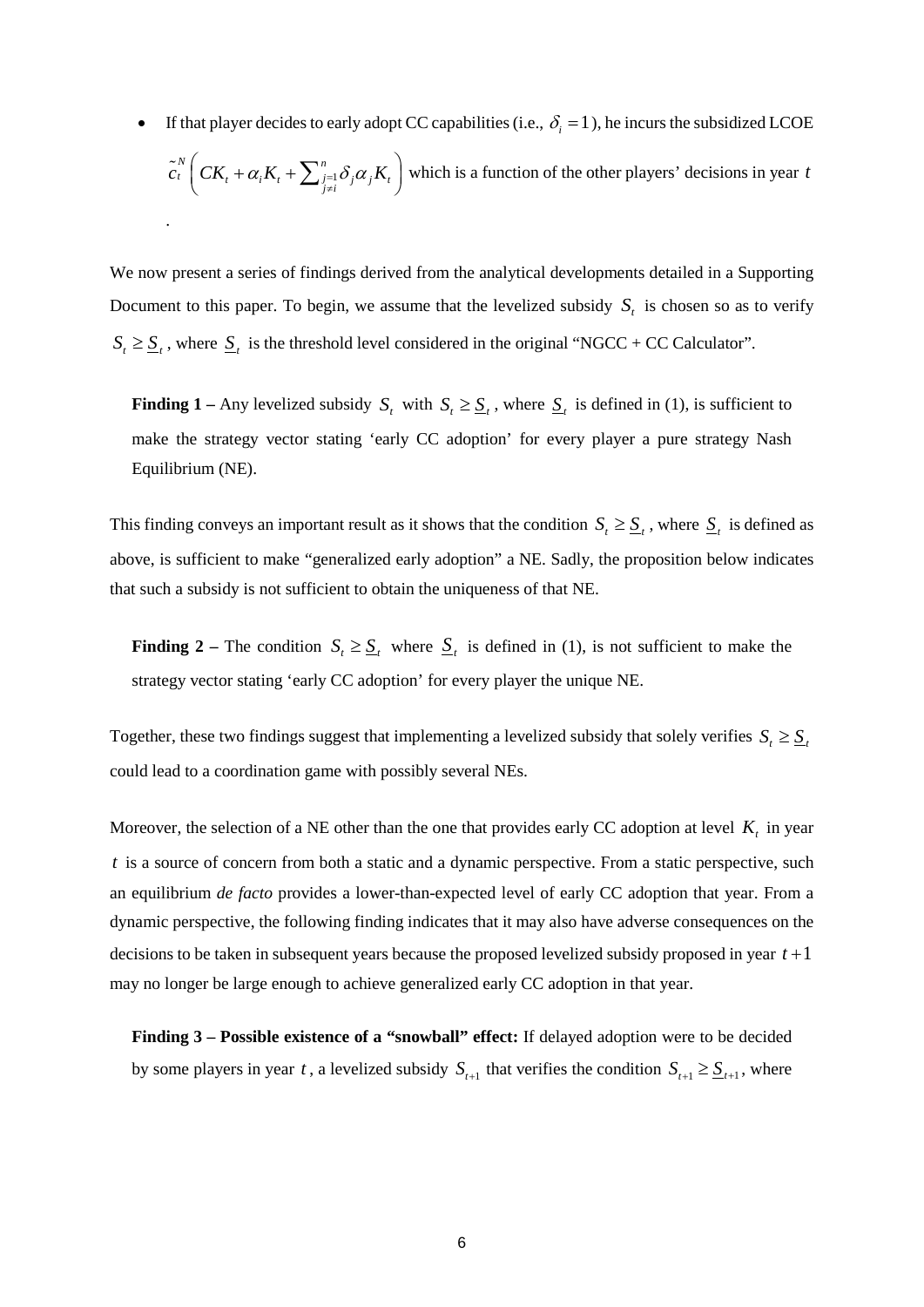- If that player decides to early adopt CC capabilities (i.e., $\delta_i = 1$), he incurs the subsidized LCOE $\tilde{c}_t^N \left( CK_t + \alpha_i K_t + \sum_{\substack{j=1 \\ j \neq i}}^{n} \delta_j \alpha_j K_t \right)$ which is a function of the other players' decisions in year $t$.

We now present a series of findings derived from the analytical developments detailed in a Supporting Document to this paper. To begin, we assume that the levelized subsidy $S_t$ is chosen so as to verify $S_t \geq \underline{S}_t$, where $\underline{S}_t$ is the threshold level considered in the original "NGCC + CC Calculator".

> **Finding 1 –** Any levelized subsidy $S_t$ with $S_t \geq \underline{S}_t$, where $\underline{S}_t$ is defined in (1), is sufficient to make the strategy vector stating 'early CC adoption' for every player a pure strategy Nash Equilibrium (NE).

This finding conveys an important result as it shows that the condition $S_t \geq \underline{S}_t$, where $\underline{S}_t$ is defined as above, is sufficient to make "generalized early adoption" a NE. Sadly, the proposition below indicates that such a subsidy is not sufficient to obtain the uniqueness of that NE.

> **Finding 2 –** The condition $S_t \geq \underline{S}_t$ where $\underline{S}_t$ is defined in (1), is not sufficient to make the strategy vector stating 'early CC adoption' for every player the unique NE.

Together, these two findings suggest that implementing a levelized subsidy that solely verifies $S_t \geq \underline{S}_t$ could lead to a coordination game with possibly several NEs.

Moreover, the selection of a NE other than the one that provides early CC adoption at level $K_t$ in year $t$ is a source of concern from both a static and a dynamic perspective. From a static perspective, such an equilibrium *de facto* provides a lower-than-expected level of early CC adoption that year. From a dynamic perspective, the following finding indicates that it may also have adverse consequences on the decisions to be taken in subsequent years because the proposed levelized subsidy proposed in year $t+1$ may no longer be large enough to achieve generalized early CC adoption in that year.

> **Finding 3 – Possible existence of a "snowball" effect:** If delayed adoption were to be decided by some players in year $t$, a levelized subsidy $S_{t+1}$ that verifies the condition $S_{t+1} \geq \underline{S}_{t+1}$, where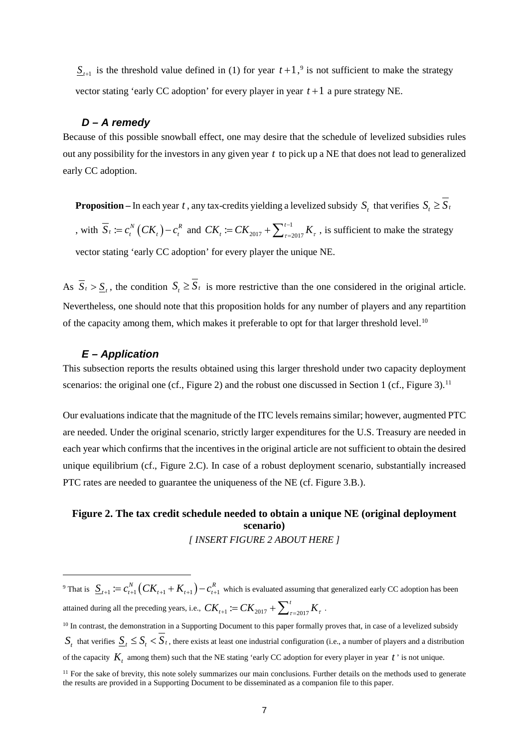$\underline{S}_{t+1}$ is the threshold value defined in (1) for year $t+1$,[9] is not sufficient to make the strategy vector stating 'early CC adoption' for every player in year $t+1$ a pure strategy NE.

### D – A remedy

Because of this possible snowball effect, one may desire that the schedule of levelized subsidies rules out any possibility for the investors in any given year $t$ to pick up a NE that does not lead to generalized early CC adoption.

**Proposition** – In each year $t$, any tax-credits yielding a levelized subsidy $S_t$ that verifies $S_t \geq \overline{S}_t$, with $\overline{S}_t := c_t^N\left(CK_t\right) - c_t^R$ and $CK_t := CK_{2017} + \sum_{\tau=2017}^{t-1} K_\tau$, is sufficient to make the strategy vector stating 'early CC adoption' for every player the unique NE.

As $\overline{S}_t > \underline{S}_t$, the condition $S_t \geq \overline{S}_t$ is more restrictive than the one considered in the original article. Nevertheless, one should note that this proposition holds for any number of players and any repartition of the capacity among them, which makes it preferable to opt for that larger threshold level.[10]

### E – Application

This subsection reports the results obtained using this larger threshold under two capacity deployment scenarios: the original one (cf., Figure 2) and the robust one discussed in Section 1 (cf., Figure 3).[11]

Our evaluations indicate that the magnitude of the ITC levels remains similar; however, augmented PTC are needed. Under the original scenario, strictly larger expenditures for the U.S. Treasury are needed in each year which confirms that the incentives in the original article are not sufficient to obtain the desired unique equilibrium (cf., Figure 2.C). In case of a robust deployment scenario, substantially increased PTC rates are needed to guarantee the uniqueness of the NE (cf. Figure 3.B.).

**Figure 2. The tax credit schedule needed to obtain a unique NE (original deployment scenario)**

*[ INSERT FIGURE 2 ABOUT HERE ]*

---

[9] That is $\underline{S}_{t+1} := c_{t+1}^N\left(CK_{t+1} + K_{t+1}\right) - c_{t+1}^R$ which is evaluated assuming that generalized early CC adoption has been attained during all the preceding years, i.e., $CK_{t+1} := CK_{2017} + \sum_{\tau=2017}^{t} K_\tau$.

[10] In contrast, the demonstration in a Supporting Document to this paper formally proves that, in case of a levelized subsidy $S_t$ that verifies $\underline{S}_t \leq S_t < \overline{S}_t$, there exists at least one industrial configuration (i.e., a number of players and a distribution of the capacity $K_t$ among them) such that the NE stating 'early CC adoption for every player in year $t$' is not unique.

[11] For the sake of brevity, this note solely summarizes our main conclusions. Further details on the methods used to generate the results are provided in a Supporting Document to be disseminated as a companion file to this paper.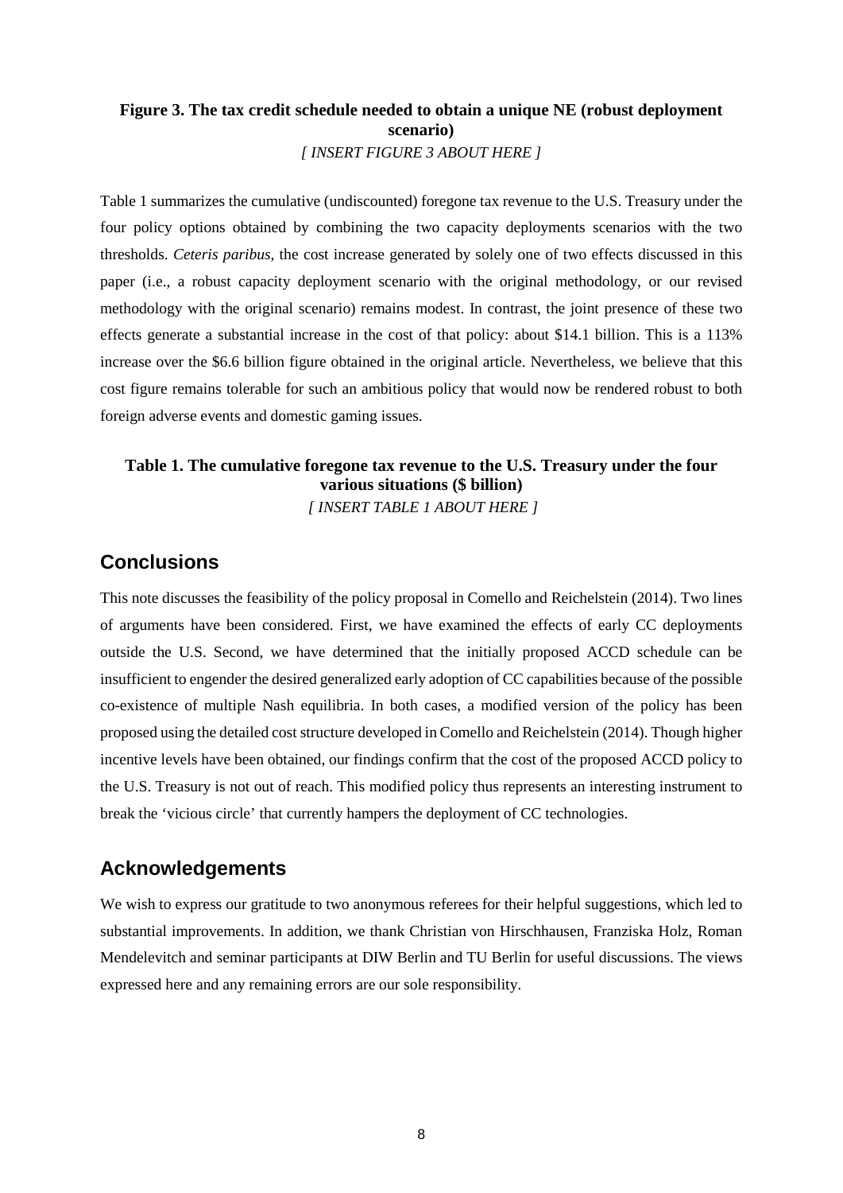**Figure 3. The tax credit schedule needed to obtain a unique NE (robust deployment scenario)**

*[ INSERT FIGURE 3 ABOUT HERE ]*

Table 1 summarizes the cumulative (undiscounted) foregone tax revenue to the U.S. Treasury under the four policy options obtained by combining the two capacity deployments scenarios with the two thresholds. *Ceteris paribus*, the cost increase generated by solely one of two effects discussed in this paper (i.e., a robust capacity deployment scenario with the original methodology, or our revised methodology with the original scenario) remains modest. In contrast, the joint presence of these two effects generate a substantial increase in the cost of that policy: about $14.1 billion. This is a 113% increase over the $6.6 billion figure obtained in the original article. Nevertheless, we believe that this cost figure remains tolerable for such an ambitious policy that would now be rendered robust to both foreign adverse events and domestic gaming issues.

**Table 1. The cumulative foregone tax revenue to the U.S. Treasury under the four various situations ($ billion)**

*[ INSERT TABLE 1 ABOUT HERE ]*

## Conclusions

This note discusses the feasibility of the policy proposal in Comello and Reichelstein (2014). Two lines of arguments have been considered. First, we have examined the effects of early CC deployments outside the U.S. Second, we have determined that the initially proposed ACCD schedule can be insufficient to engender the desired generalized early adoption of CC capabilities because of the possible co-existence of multiple Nash equilibria. In both cases, a modified version of the policy has been proposed using the detailed cost structure developed in Comello and Reichelstein (2014). Though higher incentive levels have been obtained, our findings confirm that the cost of the proposed ACCD policy to the U.S. Treasury is not out of reach. This modified policy thus represents an interesting instrument to break the 'vicious circle' that currently hampers the deployment of CC technologies.

## Acknowledgements

We wish to express our gratitude to two anonymous referees for their helpful suggestions, which led to substantial improvements. In addition, we thank Christian von Hirschhausen, Franziska Holz, Roman Mendelevitch and seminar participants at DIW Berlin and TU Berlin for useful discussions. The views expressed here and any remaining errors are our sole responsibility.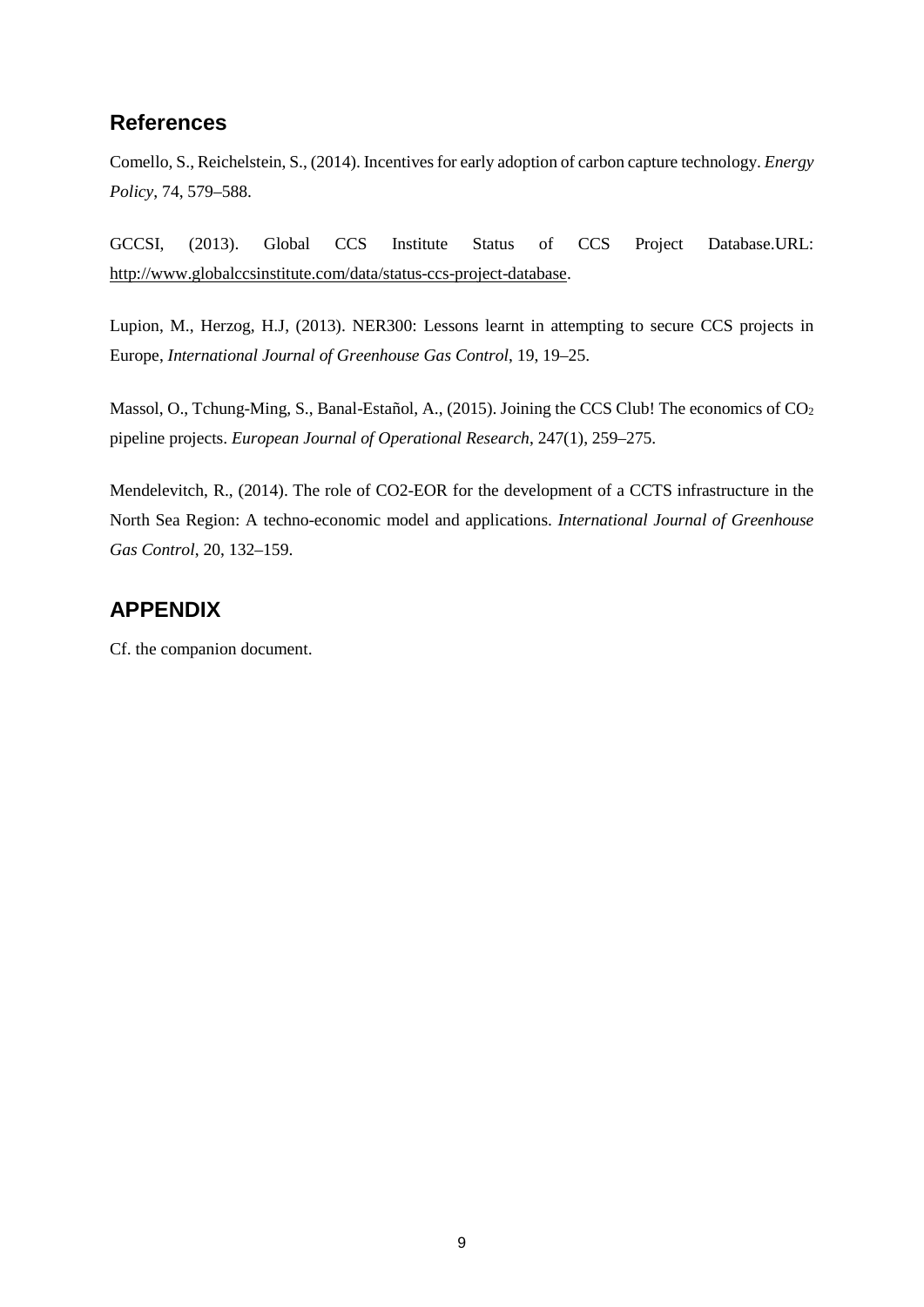## References

Comello, S., Reichelstein, S., (2014). Incentives for early adoption of carbon capture technology. *Energy Policy*, 74, 579–588.

GCCSI, (2013). Global CCS Institute Status of CCS Project Database.URL: http://www.globalccsinstitute.com/data/status-ccs-project-database.

Lupion, M., Herzog, H.J, (2013). NER300: Lessons learnt in attempting to secure CCS projects in Europe, *International Journal of Greenhouse Gas Control*, 19, 19–25.

Massol, O., Tchung-Ming, S., Banal-Estañol, A., (2015). Joining the CCS Club! The economics of $CO_2$ pipeline projects. *European Journal of Operational Research*, 247(1), 259–275.

Mendelevitch, R., (2014). The role of CO2-EOR for the development of a CCTS infrastructure in the North Sea Region: A techno-economic model and applications. *International Journal of Greenhouse Gas Control*, 20, 132–159.

## APPENDIX

Cf. the companion document.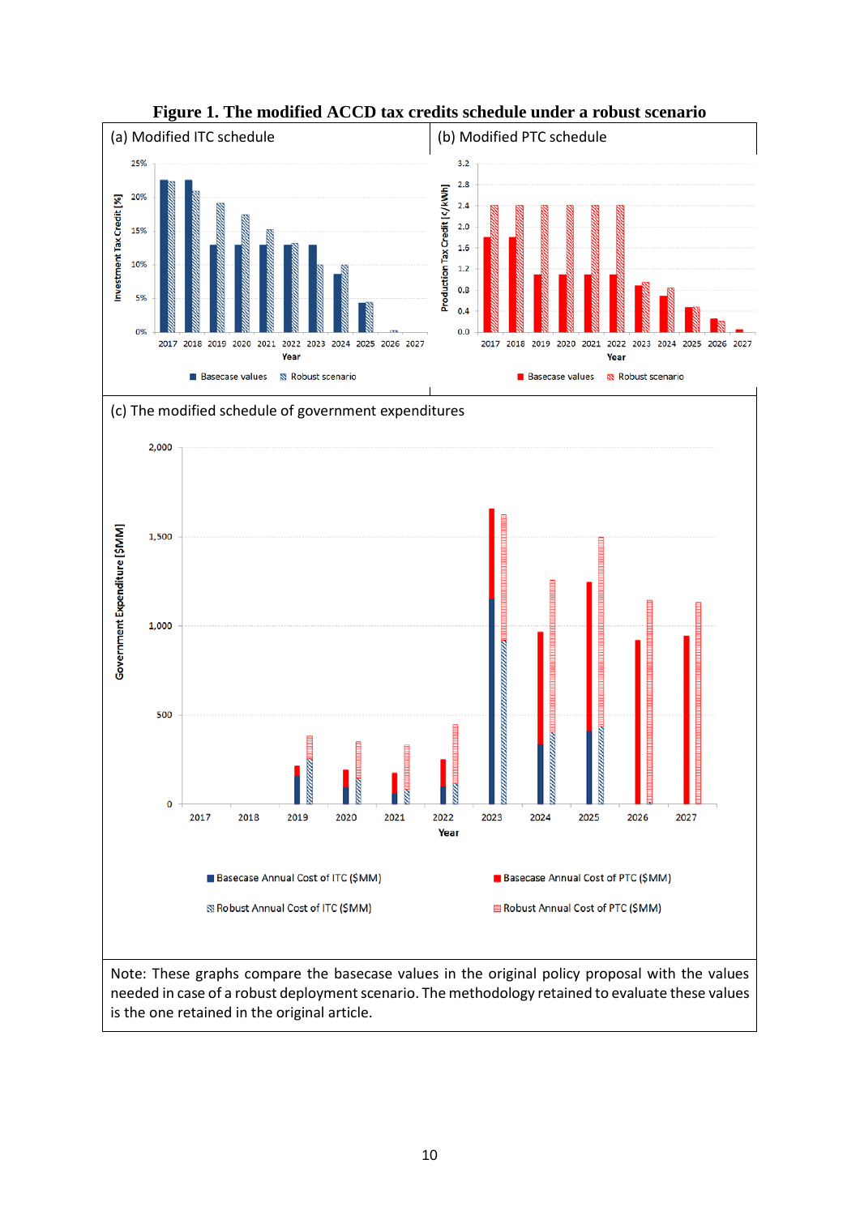**Figure 1. The modified ACCD tax credits schedule under a robust scenario**

(a) Modified ITC schedule

(b) Modified PTC schedule

(c) The modified schedule of government expenditures

Note: These graphs compare the basecase values in the original policy proposal with the values needed in case of a robust deployment scenario. The methodology retained to evaluate these values is the one retained in the original article.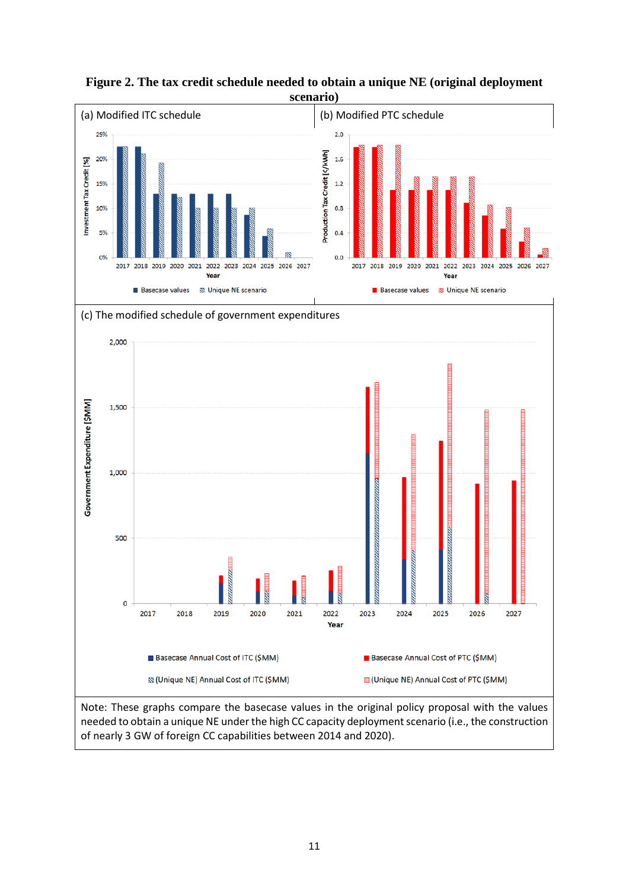**Figure 2. The tax credit schedule needed to obtain a unique NE (original deployment scenario)**

(a) Modified ITC schedule

(b) Modified PTC schedule

(c) The modified schedule of government expenditures

Note: These graphs compare the basecase values in the original policy proposal with the values needed to obtain a unique NE under the high CC capacity deployment scenario (i.e., the construction of nearly 3 GW of foreign CC capabilities between 2014 and 2020).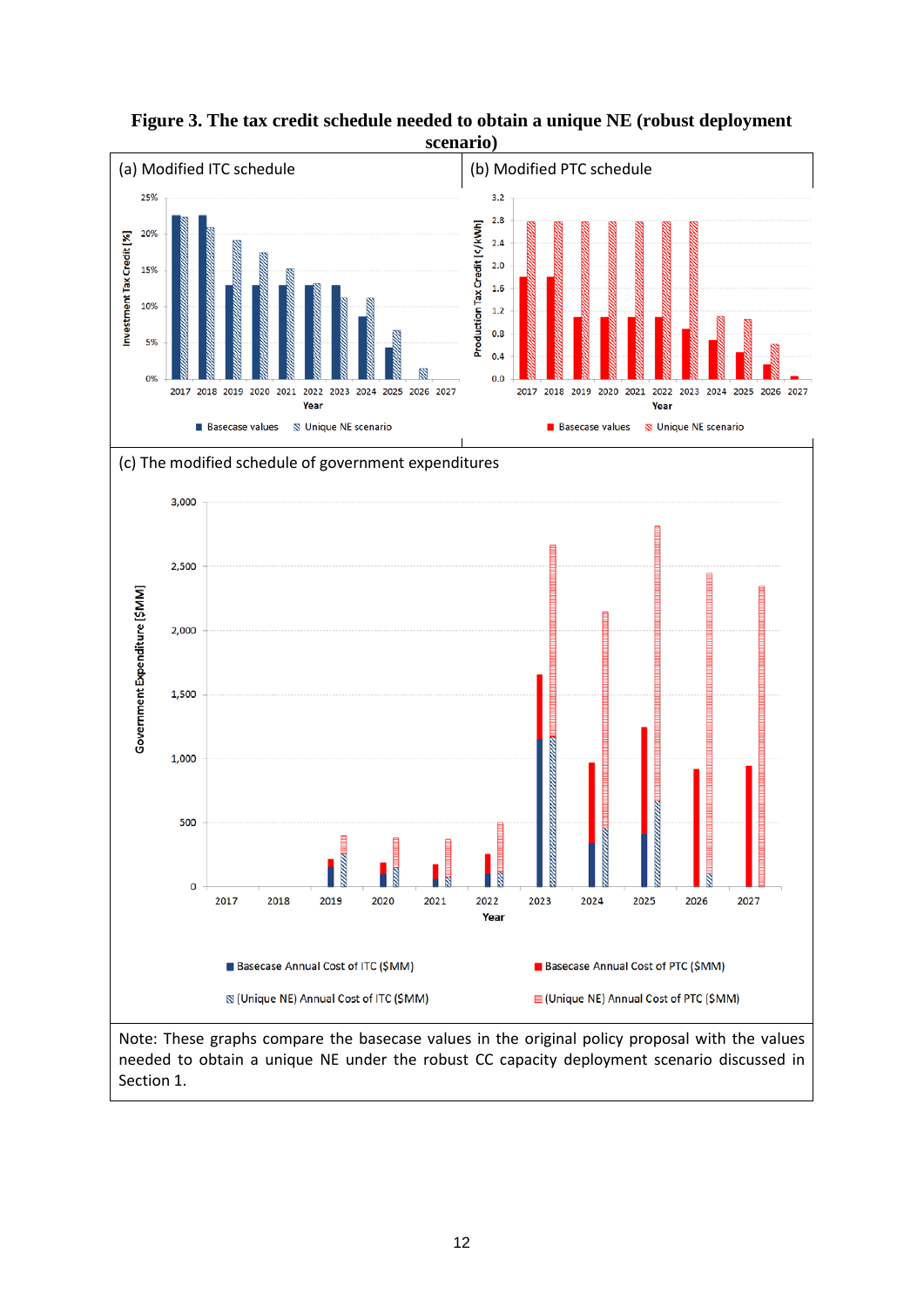**Figure 3. The tax credit schedule needed to obtain a unique NE (robust deployment scenario)**

(a) Modified ITC schedule

(b) Modified PTC schedule

(c) The modified schedule of government expenditures

Note: These graphs compare the basecase values in the original policy proposal with the values needed to obtain a unique NE under the robust CC capacity deployment scenario discussed in Section 1.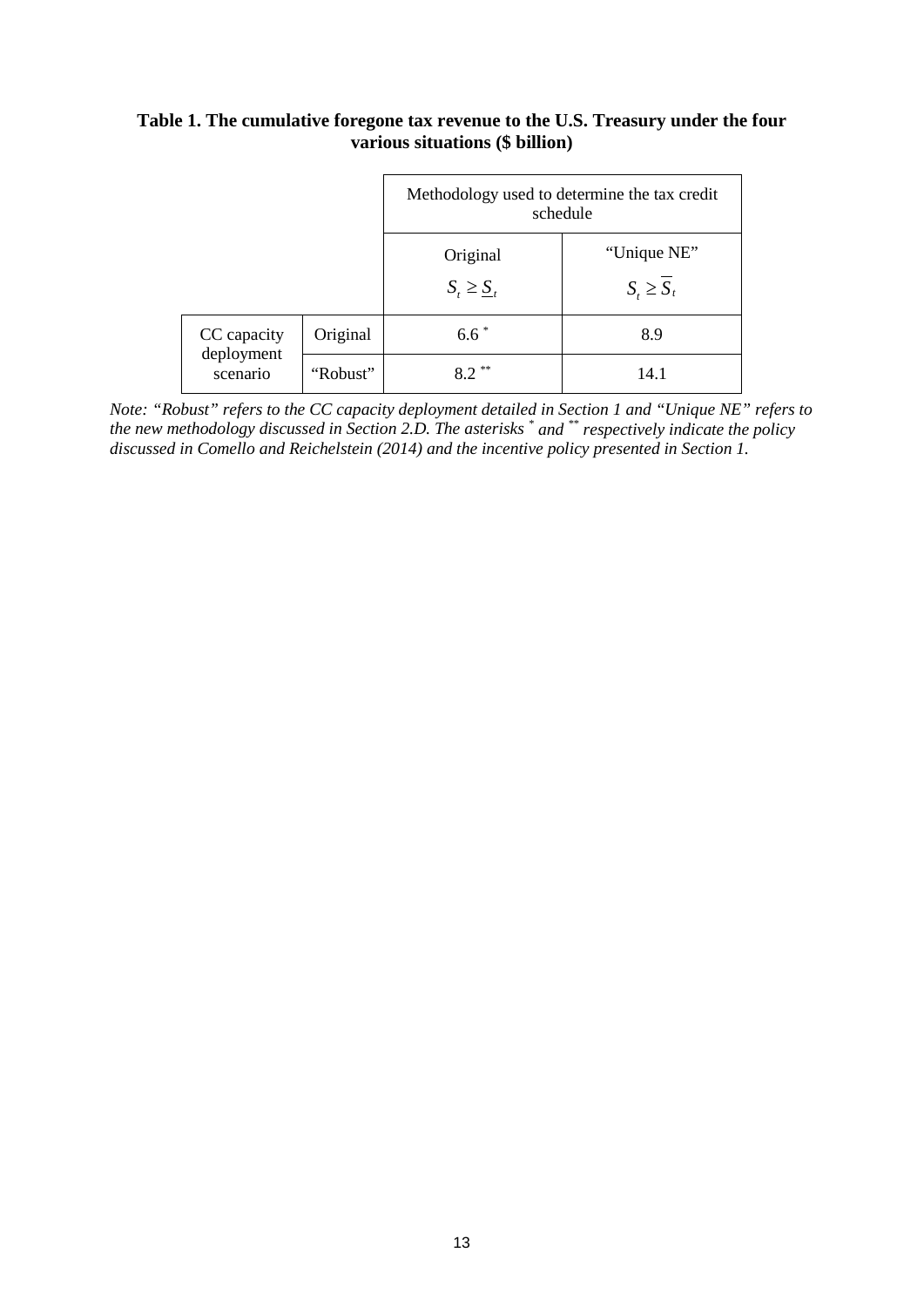**Table 1. The cumulative foregone tax revenue to the U.S. Treasury under the four various situations (\$ billion)**

| | | Methodology used to determine the tax credit schedule | |
|---|---|---|---|
| | | Original $S_t \geq \underline{S}_t$ | "Unique NE" $S_t \geq \overline{S}_t$ |
| CC capacity deployment scenario | Original | 6.6 * | 8.9 |
| | "Robust" | 8.2 ** | 14.1 |

*Note: "Robust" refers to the CC capacity deployment detailed in Section 1 and "Unique NE" refers to the new methodology discussed in Section 2.D. The asterisks * and ** respectively indicate the policy discussed in Comello and Reichelstein (2014) and the incentive policy presented in Section 1.*